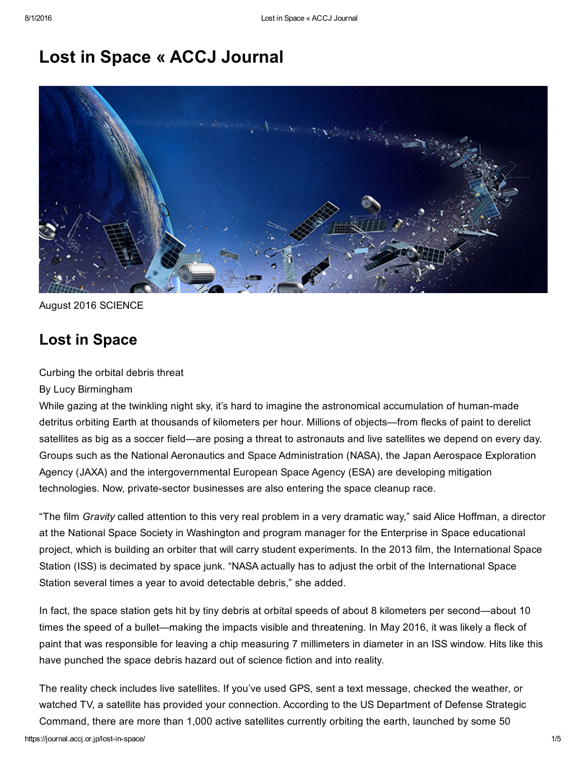# Lost in Space « ACCJ Journal

August 2016 SCIENCE

## Lost in Space

Curbing the orbital debris threat

By Lucy Birmingham

While gazing at the twinkling night sky, it's hard to imagine the astronomical accumulation of human-made detritus orbiting Earth at thousands of kilometers per hour. Millions of objects—from flecks of paint to derelict satellites as big as a soccer field—are posing a threat to astronauts and live satellites we depend on every day. Groups such as the National Aeronautics and Space Administration (NASA), the Japan Aerospace Exploration Agency (JAXA) and the intergovernmental European Space Agency (ESA) are developing mitigation technologies. Now, private-sector businesses are also entering the space cleanup race.

"The film *Gravity* called attention to this very real problem in a very dramatic way," said Alice Hoffman, a director at the National Space Society in Washington and program manager for the Enterprise in Space educational project, which is building an orbiter that will carry student experiments. In the 2013 film, the International Space Station (ISS) is decimated by space junk. "NASA actually has to adjust the orbit of the International Space Station several times a year to avoid detectable debris," she added.

In fact, the space station gets hit by tiny debris at orbital speeds of about 8 kilometers per second—about 10 times the speed of a bullet—making the impacts visible and threatening. In May 2016, it was likely a fleck of paint that was responsible for leaving a chip measuring 7 millimeters in diameter in an ISS window. Hits like this have punched the space debris hazard out of science fiction and into reality.

The reality check includes live satellites. If you've used GPS, sent a text message, checked the weather, or watched TV, a satellite has provided your connection. According to the US Department of Defense Strategic Command, there are more than 1,000 active satellites currently orbiting the earth, launched by some 50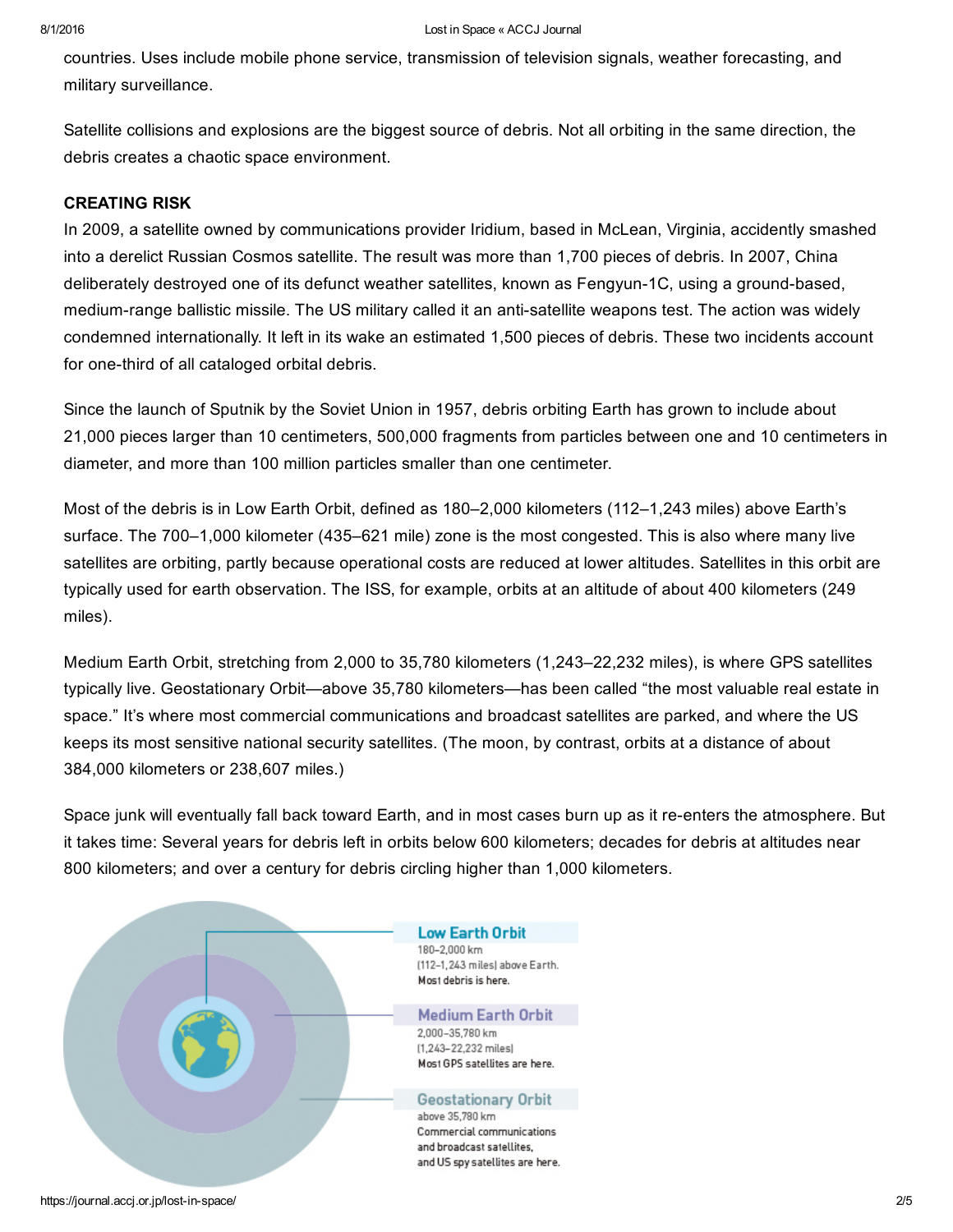countries. Uses include mobile phone service, transmission of television signals, weather forecasting, and military surveillance.

Satellite collisions and explosions are the biggest source of debris. Not all orbiting in the same direction, the debris creates a chaotic space environment.

**CREATING RISK**

In 2009, a satellite owned by communications provider Iridium, based in McLean, Virginia, accidently smashed into a derelict Russian Cosmos satellite. The result was more than 1,700 pieces of debris. In 2007, China deliberately destroyed one of its defunct weather satellites, known as Fengyun-1C, using a ground-based, medium-range ballistic missile. The US military called it an anti-satellite weapons test. The action was widely condemned internationally. It left in its wake an estimated 1,500 pieces of debris. These two incidents account for one-third of all cataloged orbital debris.

Since the launch of Sputnik by the Soviet Union in 1957, debris orbiting Earth has grown to include about 21,000 pieces larger than 10 centimeters, 500,000 fragments from particles between one and 10 centimeters in diameter, and more than 100 million particles smaller than one centimeter.

Most of the debris is in Low Earth Orbit, defined as 180–2,000 kilometers (112–1,243 miles) above Earth's surface. The 700–1,000 kilometer (435–621 mile) zone is the most congested. This is also where many live satellites are orbiting, partly because operational costs are reduced at lower altitudes. Satellites in this orbit are typically used for earth observation. The ISS, for example, orbits at an altitude of about 400 kilometers (249 miles).

Medium Earth Orbit, stretching from 2,000 to 35,780 kilometers (1,243–22,232 miles), is where GPS satellites typically live. Geostationary Orbit—above 35,780 kilometers—has been called "the most valuable real estate in space." It's where most commercial communications and broadcast satellites are parked, and where the US keeps its most sensitive national security satellites. (The moon, by contrast, orbits at a distance of about 384,000 kilometers or 238,607 miles.)

Space junk will eventually fall back toward Earth, and in most cases burn up as it re-enters the atmosphere. But it takes time: Several years for debris left in orbits below 600 kilometers; decades for debris at altitudes near 800 kilometers; and over a century for debris circling higher than 1,000 kilometers.

**Low Earth Orbit**
180–2,000 km
(112–1,243 miles) above Earth.
Most debris is here.

**Medium Earth Orbit**
2,000–35,780 km
(1,243–22,232 miles)
Most GPS satellites are here.

**Geostationary Orbit**
above 35,780 km
Commercial communications and broadcast satellites, and US spy satellites are here.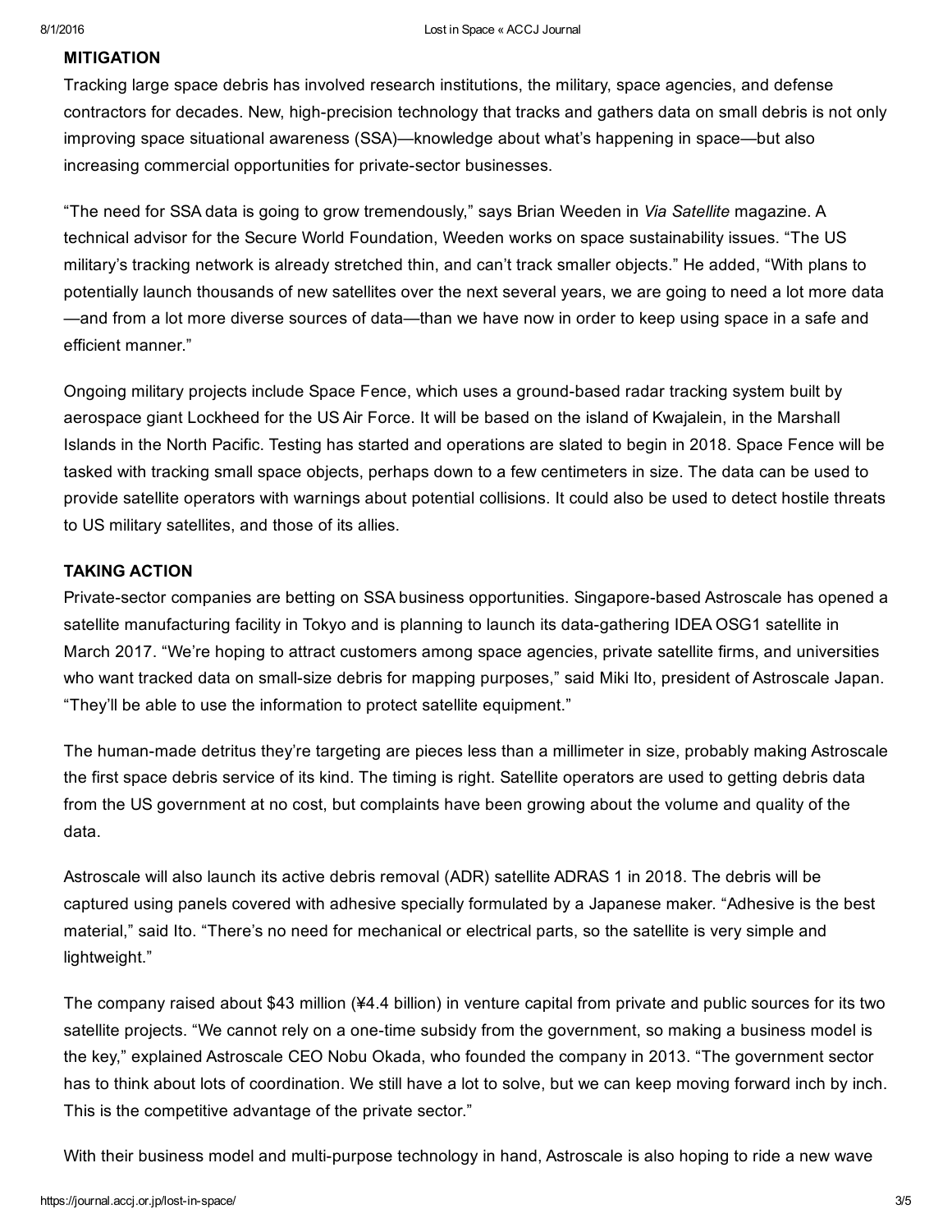### MITIGATION

Tracking large space debris has involved research institutions, the military, space agencies, and defense contractors for decades. New, high-precision technology that tracks and gathers data on small debris is not only improving space situational awareness (SSA)—knowledge about what's happening in space—but also increasing commercial opportunities for private-sector businesses.

"The need for SSA data is going to grow tremendously," says Brian Weeden in *Via Satellite* magazine. A technical advisor for the Secure World Foundation, Weeden works on space sustainability issues. "The US military's tracking network is already stretched thin, and can't track smaller objects." He added, "With plans to potentially launch thousands of new satellites over the next several years, we are going to need a lot more data—and from a lot more diverse sources of data—than we have now in order to keep using space in a safe and efficient manner."

Ongoing military projects include Space Fence, which uses a ground-based radar tracking system built by aerospace giant Lockheed for the US Air Force. It will be based on the island of Kwajalein, in the Marshall Islands in the North Pacific. Testing has started and operations are slated to begin in 2018. Space Fence will be tasked with tracking small space objects, perhaps down to a few centimeters in size. The data can be used to provide satellite operators with warnings about potential collisions. It could also be used to detect hostile threats to US military satellites, and those of its allies.

### TAKING ACTION

Private-sector companies are betting on SSA business opportunities. Singapore-based Astroscale has opened a satellite manufacturing facility in Tokyo and is planning to launch its data-gathering IDEA OSG1 satellite in March 2017. "We're hoping to attract customers among space agencies, private satellite firms, and universities who want tracked data on small-size debris for mapping purposes," said Miki Ito, president of Astroscale Japan. "They'll be able to use the information to protect satellite equipment."

The human-made detritus they're targeting are pieces less than a millimeter in size, probably making Astroscale the first space debris service of its kind. The timing is right. Satellite operators are used to getting debris data from the US government at no cost, but complaints have been growing about the volume and quality of the data.

Astroscale will also launch its active debris removal (ADR) satellite ADRAS 1 in 2018. The debris will be captured using panels covered with adhesive specially formulated by a Japanese maker. "Adhesive is the best material," said Ito. "There's no need for mechanical or electrical parts, so the satellite is very simple and lightweight."

The company raised about $43 million (¥4.4 billion) in venture capital from private and public sources for its two satellite projects. "We cannot rely on a one-time subsidy from the government, so making a business model is the key," explained Astroscale CEO Nobu Okada, who founded the company in 2013. "The government sector has to think about lots of coordination. We still have a lot to solve, but we can keep moving forward inch by inch. This is the competitive advantage of the private sector."

With their business model and multi-purpose technology in hand, Astroscale is also hoping to ride a new wave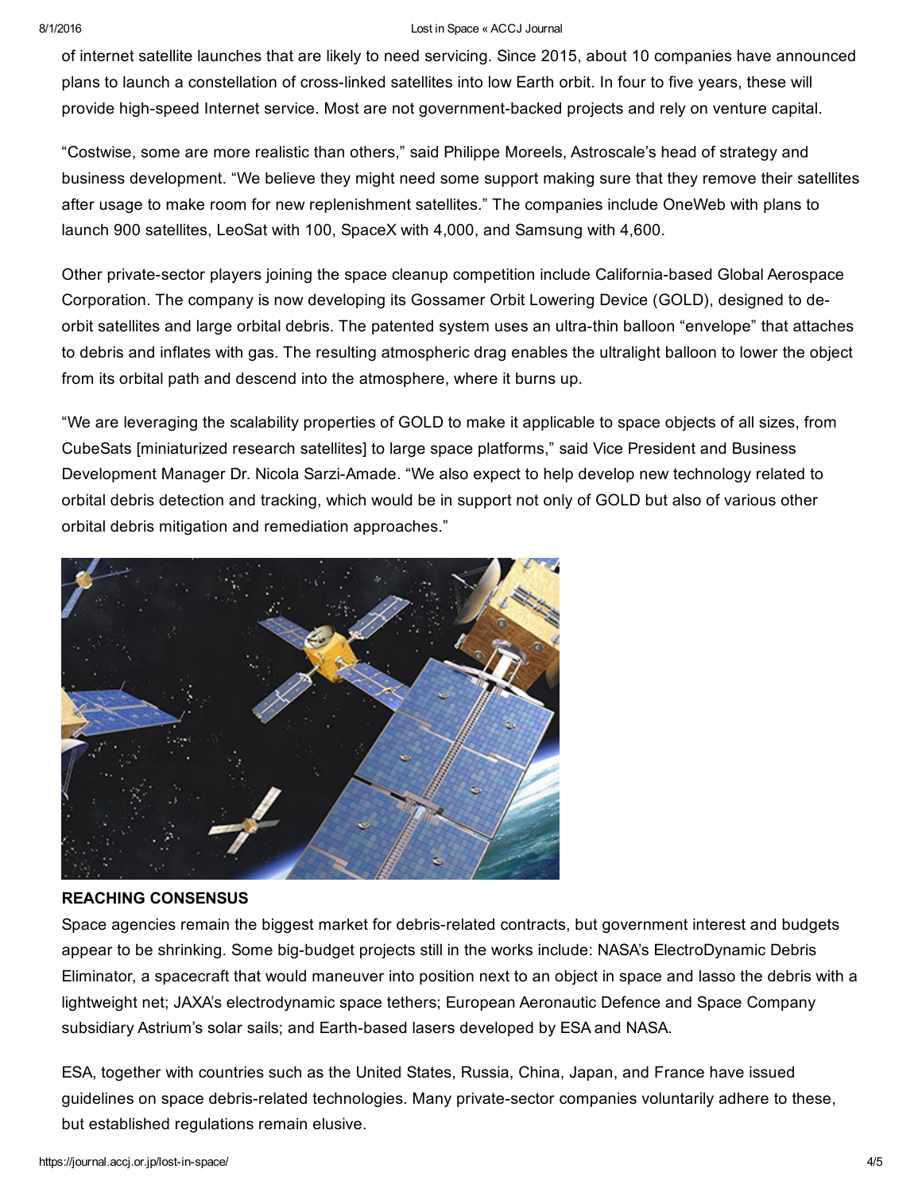of internet satellite launches that are likely to need servicing. Since 2015, about 10 companies have announced plans to launch a constellation of cross-linked satellites into low Earth orbit. In four to five years, these will provide high-speed Internet service. Most are not government-backed projects and rely on venture capital.

"Costwise, some are more realistic than others," said Philippe Moreels, Astroscale's head of strategy and business development. "We believe they might need some support making sure that they remove their satellites after usage to make room for new replenishment satellites." The companies include OneWeb with plans to launch 900 satellites, LeoSat with 100, SpaceX with 4,000, and Samsung with 4,600.

Other private-sector players joining the space cleanup competition include California-based Global Aerospace Corporation. The company is now developing its Gossamer Orbit Lowering Device (GOLD), designed to de-orbit satellites and large orbital debris. The patented system uses an ultra-thin balloon "envelope" that attaches to debris and inflates with gas. The resulting atmospheric drag enables the ultralight balloon to lower the object from its orbital path and descend into the atmosphere, where it burns up.

"We are leveraging the scalability properties of GOLD to make it applicable to space objects of all sizes, from CubeSats [miniaturized research satellites] to large space platforms," said Vice President and Business Development Manager Dr. Nicola Sarzi-Amade. "We also expect to help develop new technology related to orbital debris detection and tracking, which would be in support not only of GOLD but also of various other orbital debris mitigation and remediation approaches."

**REACHING CONSENSUS**

Space agencies remain the biggest market for debris-related contracts, but government interest and budgets appear to be shrinking. Some big-budget projects still in the works include: NASA's ElectroDynamic Debris Eliminator, a spacecraft that would maneuver into position next to an object in space and lasso the debris with a lightweight net; JAXA's electrodynamic space tethers; European Aeronautic Defence and Space Company subsidiary Astrium's solar sails; and Earth-based lasers developed by ESA and NASA.

ESA, together with countries such as the United States, Russia, China, Japan, and France have issued guidelines on space debris-related technologies. Many private-sector companies voluntarily adhere to these, but established regulations remain elusive.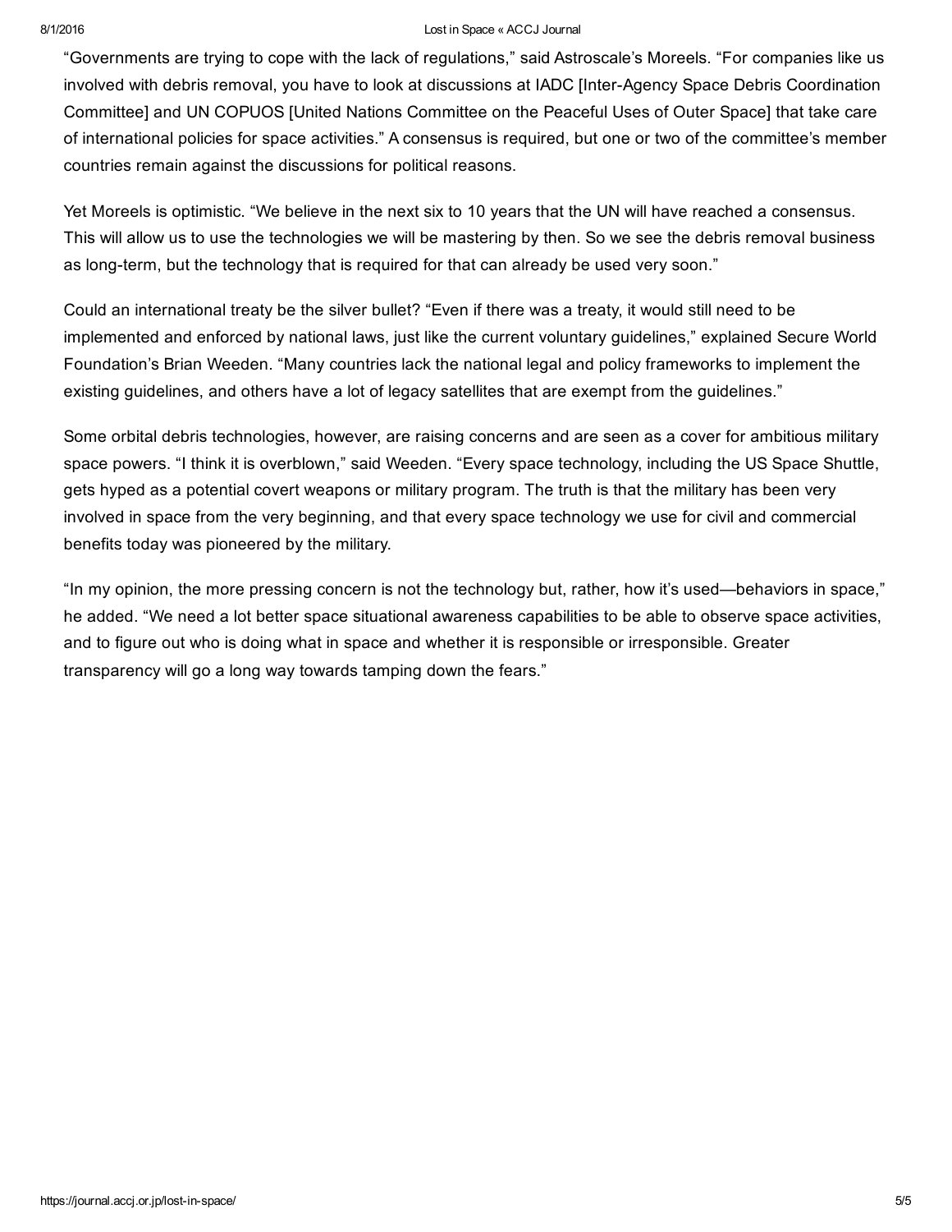"Governments are trying to cope with the lack of regulations," said Astroscale's Moreels. "For companies like us involved with debris removal, you have to look at discussions at IADC [Inter-Agency Space Debris Coordination Committee] and UN COPUOS [United Nations Committee on the Peaceful Uses of Outer Space] that take care of international policies for space activities." A consensus is required, but one or two of the committee's member countries remain against the discussions for political reasons.

Yet Moreels is optimistic. "We believe in the next six to 10 years that the UN will have reached a consensus. This will allow us to use the technologies we will be mastering by then. So we see the debris removal business as long-term, but the technology that is required for that can already be used very soon."

Could an international treaty be the silver bullet? "Even if there was a treaty, it would still need to be implemented and enforced by national laws, just like the current voluntary guidelines," explained Secure World Foundation's Brian Weeden. "Many countries lack the national legal and policy frameworks to implement the existing guidelines, and others have a lot of legacy satellites that are exempt from the guidelines."

Some orbital debris technologies, however, are raising concerns and are seen as a cover for ambitious military space powers. "I think it is overblown," said Weeden. "Every space technology, including the US Space Shuttle, gets hyped as a potential covert weapons or military program. The truth is that the military has been very involved in space from the very beginning, and that every space technology we use for civil and commercial benefits today was pioneered by the military.

"In my opinion, the more pressing concern is not the technology but, rather, how it's used—behaviors in space," he added. "We need a lot better space situational awareness capabilities to be able to observe space activities, and to figure out who is doing what in space and whether it is responsible or irresponsible. Greater transparency will go a long way towards tamping down the fears."